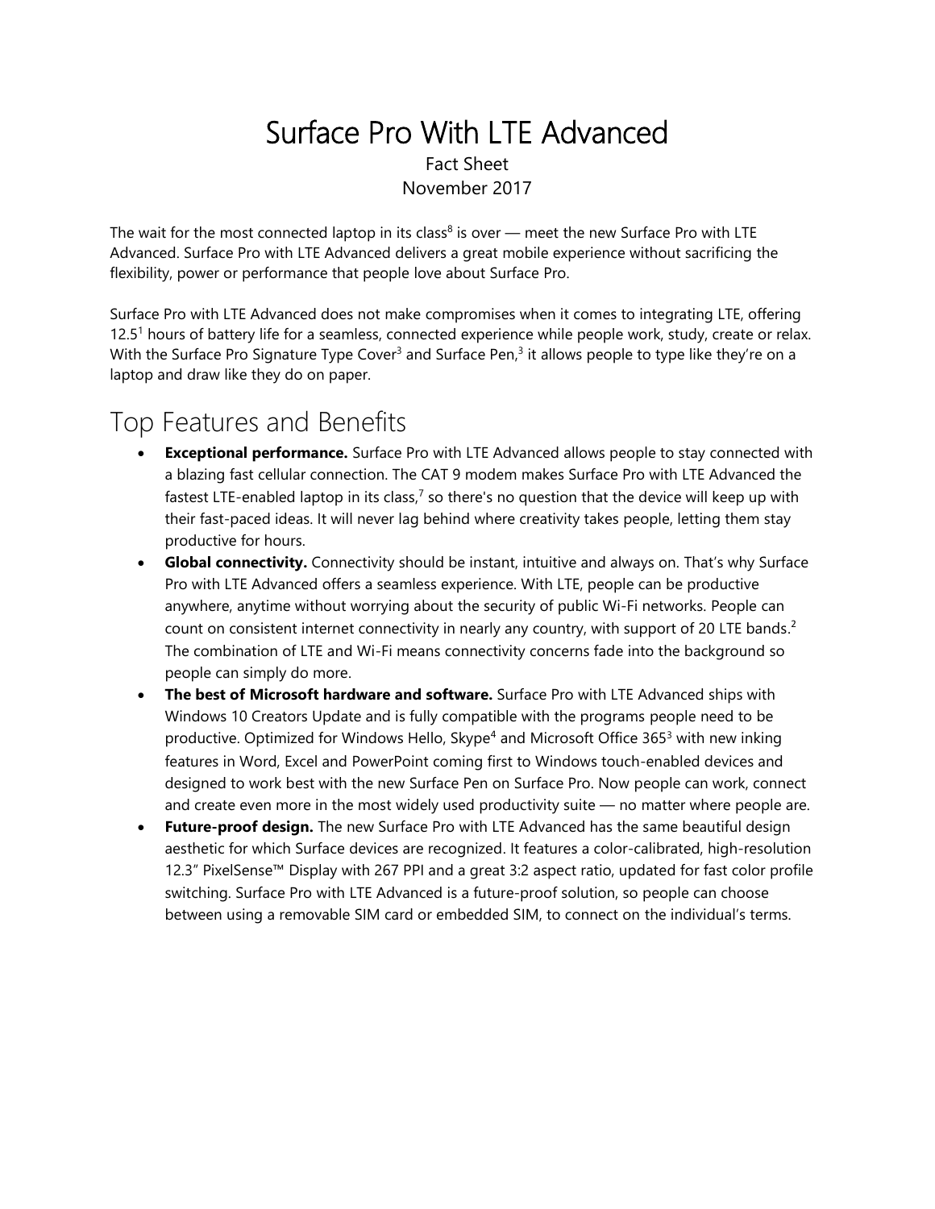# Surface Pro With LTE Advanced

Fact Sheet

November 2017

The wait for the most connected laptop in its class[8] is over — meet the new Surface Pro with LTE Advanced. Surface Pro with LTE Advanced delivers a great mobile experience without sacrificing the flexibility, power or performance that people love about Surface Pro.

Surface Pro with LTE Advanced does not make compromises when it comes to integrating LTE, offering 12.5[1] hours of battery life for a seamless, connected experience while people work, study, create or relax. With the Surface Pro Signature Type Cover[3] and Surface Pen,[3] it allows people to type like they're on a laptop and draw like they do on paper.

## Top Features and Benefits

- **Exceptional performance.** Surface Pro with LTE Advanced allows people to stay connected with a blazing fast cellular connection. The CAT 9 modem makes Surface Pro with LTE Advanced the fastest LTE-enabled laptop in its class,[7] so there's no question that the device will keep up with their fast-paced ideas. It will never lag behind where creativity takes people, letting them stay productive for hours.
- **Global connectivity.** Connectivity should be instant, intuitive and always on. That's why Surface Pro with LTE Advanced offers a seamless experience. With LTE, people can be productive anywhere, anytime without worrying about the security of public Wi-Fi networks. People can count on consistent internet connectivity in nearly any country, with support of 20 LTE bands.[2] The combination of LTE and Wi-Fi means connectivity concerns fade into the background so people can simply do more.
- **The best of Microsoft hardware and software.** Surface Pro with LTE Advanced ships with Windows 10 Creators Update and is fully compatible with the programs people need to be productive. Optimized for Windows Hello, Skype[4] and Microsoft Office 365[3] with new inking features in Word, Excel and PowerPoint coming first to Windows touch-enabled devices and designed to work best with the new Surface Pen on Surface Pro. Now people can work, connect and create even more in the most widely used productivity suite — no matter where people are.
- **Future-proof design.** The new Surface Pro with LTE Advanced has the same beautiful design aesthetic for which Surface devices are recognized. It features a color-calibrated, high-resolution 12.3" PixelSense™ Display with 267 PPI and a great 3:2 aspect ratio, updated for fast color profile switching. Surface Pro with LTE Advanced is a future-proof solution, so people can choose between using a removable SIM card or embedded SIM, to connect on the individual's terms.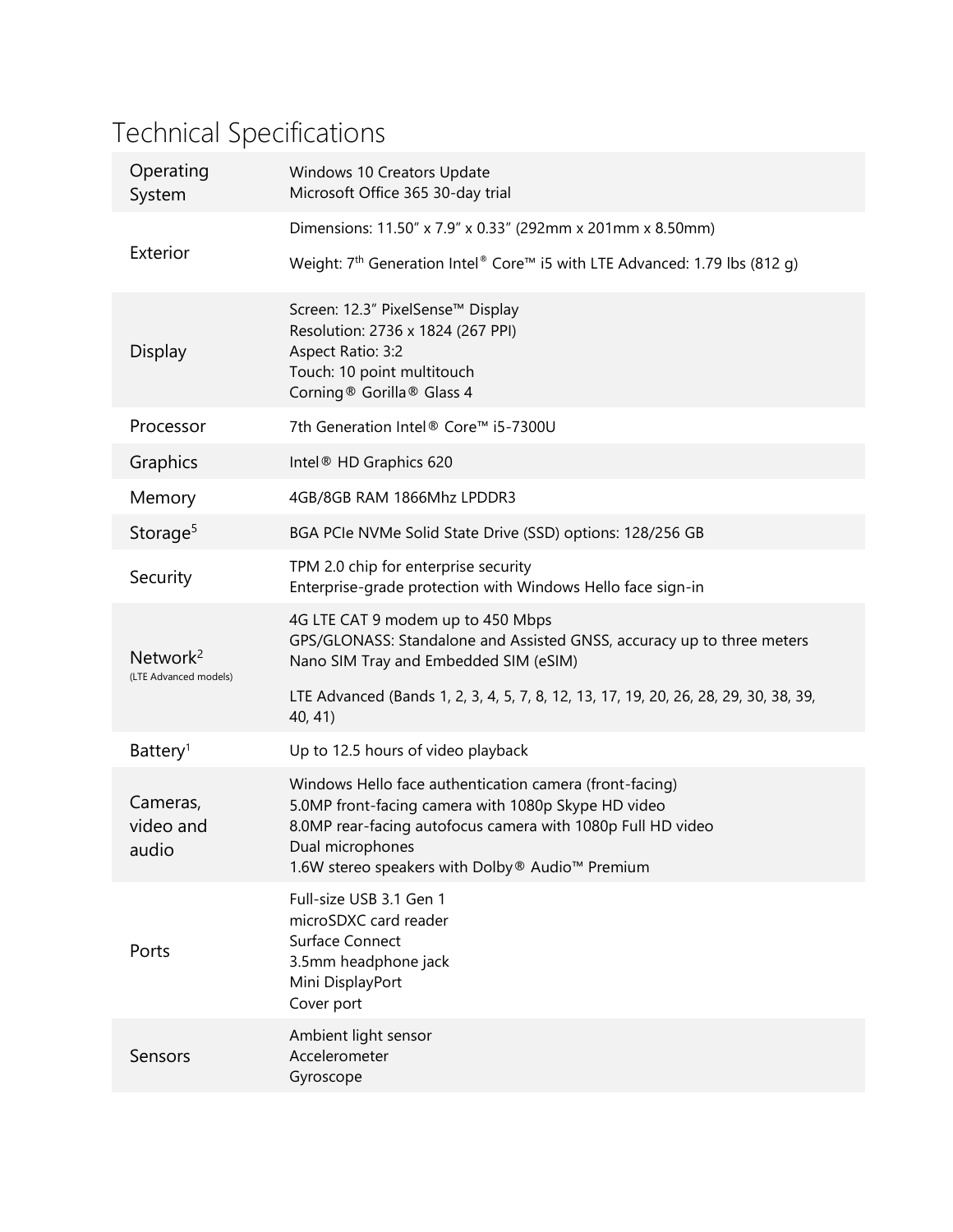# Technical Specifications

| | |
|---|---|
| Operating System | Windows 10 Creators Update<br>Microsoft Office 365 30-day trial |
| Exterior | Dimensions: 11.50″ x 7.9″ x 0.33″ (292mm x 201mm x 8.50mm)<br>Weight: 7th Generation Intel® Core™ i5 with LTE Advanced: 1.79 lbs (812 g) |
| Display | Screen: 12.3″ PixelSense™ Display<br>Resolution: 2736 x 1824 (267 PPI)<br>Aspect Ratio: 3:2<br>Touch: 10 point multitouch<br>Corning® Gorilla® Glass 4 |
| Processor | 7th Generation Intel® Core™ i5-7300U |
| Graphics | Intel® HD Graphics 620 |
| Memory | 4GB/8GB RAM 1866Mhz LPDDR3 |
| Storage[5] | BGA PCIe NVMe Solid State Drive (SSD) options: 128/256 GB |
| Security | TPM 2.0 chip for enterprise security<br>Enterprise-grade protection with Windows Hello face sign-in |
| Network[2] (LTE Advanced models) | 4G LTE CAT 9 modem up to 450 Mbps<br>GPS/GLONASS: Standalone and Assisted GNSS, accuracy up to three meters<br>Nano SIM Tray and Embedded SIM (eSIM)<br>LTE Advanced (Bands 1, 2, 3, 4, 5, 7, 8, 12, 13, 17, 19, 20, 26, 28, 29, 30, 38, 39, 40, 41) |
| Battery[1] | Up to 12.5 hours of video playback |
| Cameras, video and audio | Windows Hello face authentication camera (front-facing)<br>5.0MP front-facing camera with 1080p Skype HD video<br>8.0MP rear-facing autofocus camera with 1080p Full HD video<br>Dual microphones<br>1.6W stereo speakers with Dolby® Audio™ Premium |
| Ports | Full-size USB 3.1 Gen 1<br>microSDXC card reader<br>Surface Connect<br>3.5mm headphone jack<br>Mini DisplayPort<br>Cover port |
| Sensors | Ambient light sensor<br>Accelerometer<br>Gyroscope |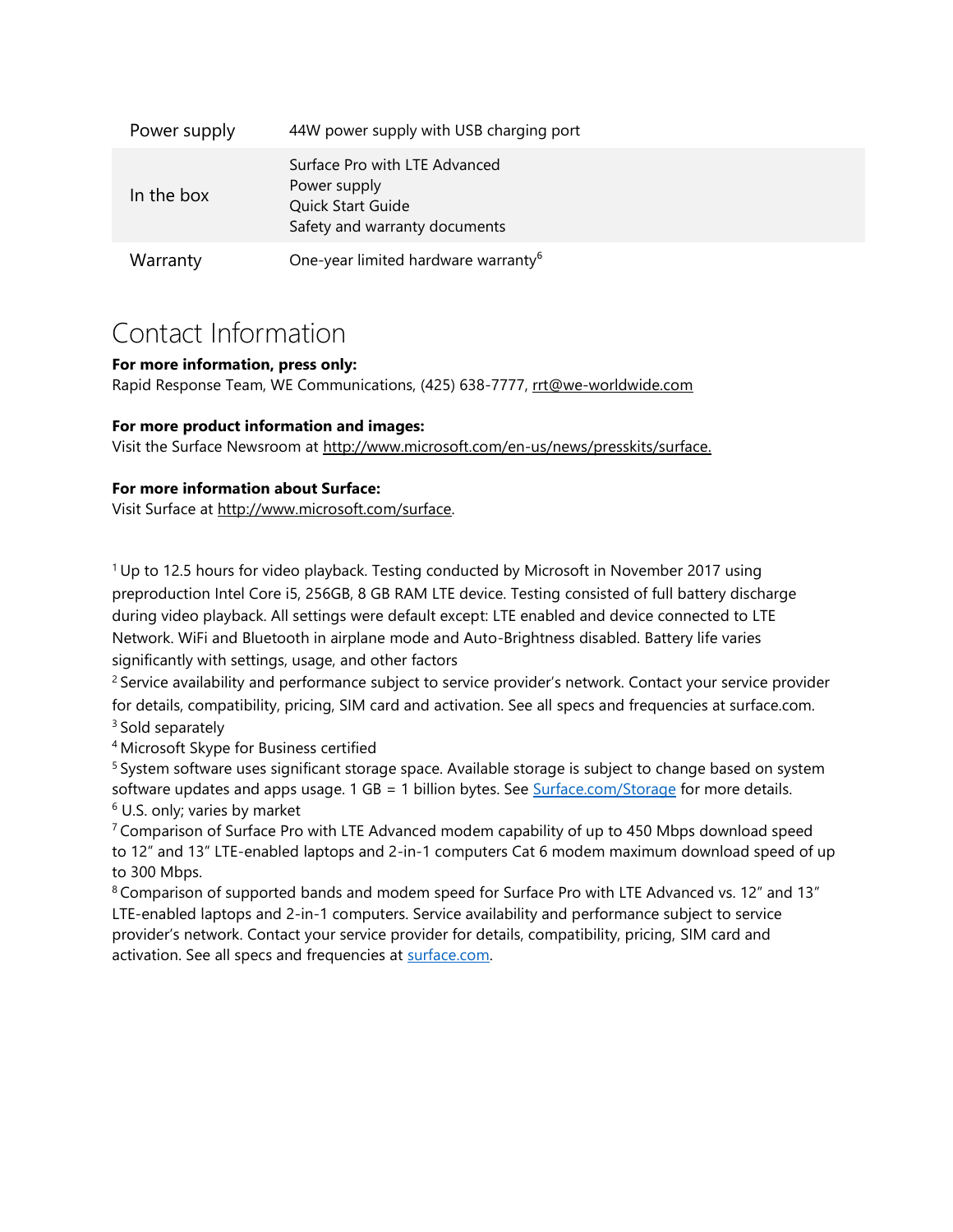| | |
|---|---|
| Power supply | 44W power supply with USB charging port |
| In the box | Surface Pro with LTE Advanced<br>Power supply<br>Quick Start Guide<br>Safety and warranty documents |
| Warranty | One-year limited hardware warranty[6] |

## Contact Information

**For more information, press only:**
Rapid Response Team, WE Communications, (425) 638-7777, rrt@we-worldwide.com

**For more product information and images:**
Visit the Surface Newsroom at http://www.microsoft.com/en-us/news/presskits/surface.

**For more information about Surface:**
Visit Surface at http://www.microsoft.com/surface.

[1] Up to 12.5 hours for video playback. Testing conducted by Microsoft in November 2017 using preproduction Intel Core i5, 256GB, 8 GB RAM LTE device. Testing consisted of full battery discharge during video playback. All settings were default except: LTE enabled and device connected to LTE Network. WiFi and Bluetooth in airplane mode and Auto-Brightness disabled. Battery life varies significantly with settings, usage, and other factors

[2] Service availability and performance subject to service provider's network. Contact your service provider for details, compatibility, pricing, SIM card and activation. See all specs and frequencies at surface.com.

[3] Sold separately

[4] Microsoft Skype for Business certified

[5] System software uses significant storage space. Available storage is subject to change based on system software updates and apps usage. 1 GB = 1 billion bytes. See Surface.com/Storage for more details.

[6] U.S. only; varies by market

[7] Comparison of Surface Pro with LTE Advanced modem capability of up to 450 Mbps download speed to 12" and 13" LTE-enabled laptops and 2-in-1 computers Cat 6 modem maximum download speed of up to 300 Mbps.

[8] Comparison of supported bands and modem speed for Surface Pro with LTE Advanced vs. 12" and 13" LTE-enabled laptops and 2-in-1 computers. Service availability and performance subject to service provider's network. Contact your service provider for details, compatibility, pricing, SIM card and activation. See all specs and frequencies at surface.com.